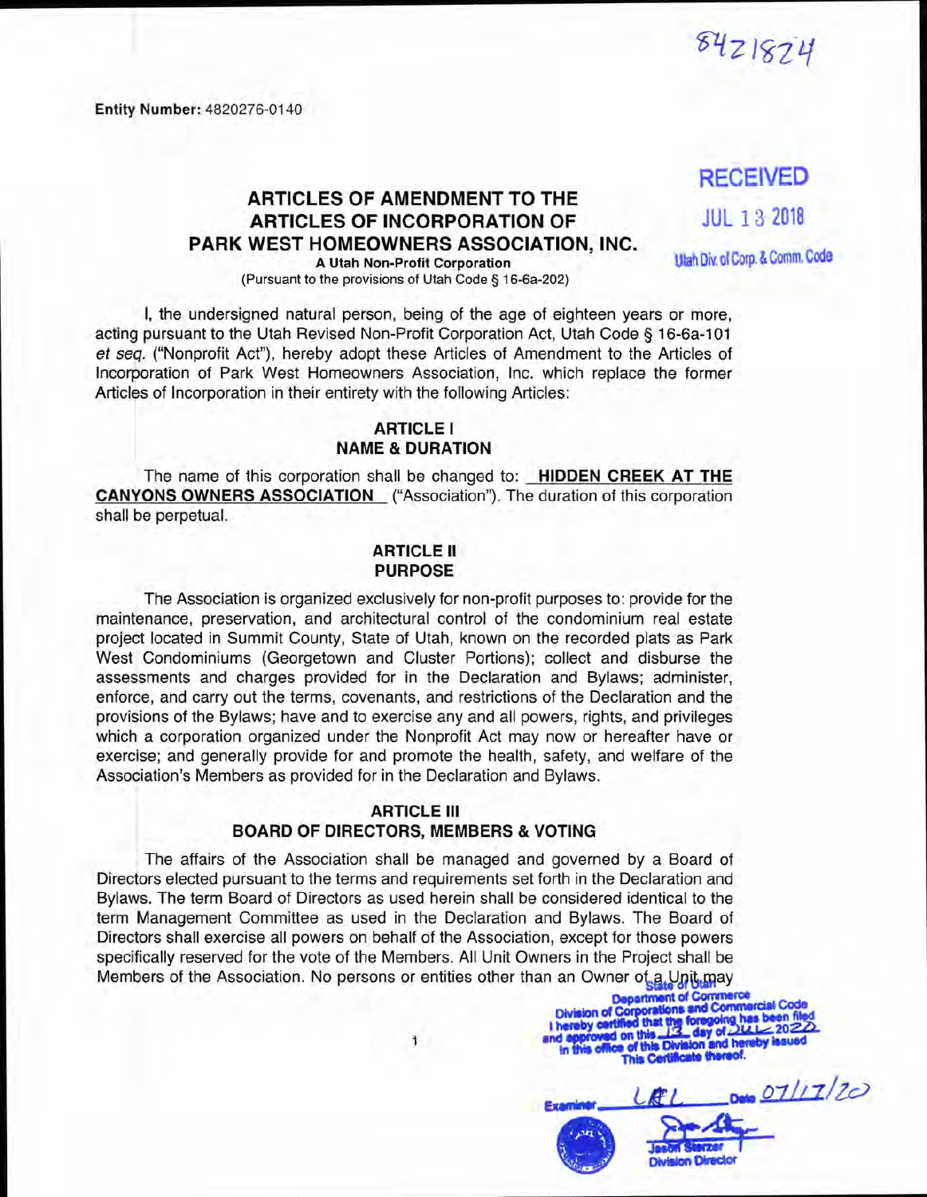8421824

**Entity Number:** 4820276-0140

RECEIVED

JUL 13 2018

Utah Div. of Corp. & Comm. Code

# ARTICLES OF AMENDMENT TO THE ARTICLES OF INCORPORATION OF PARK WEST HOMEOWNERS ASSOCIATION, INC.

**A Utah Non-Profit Corporation**

(Pursuant to the provisions of Utah Code § 16-6a-202)

I, the undersigned natural person, being of the age of eighteen years or more, acting pursuant to the Utah Revised Non-Profit Corporation Act, Utah Code § 16-6a-101 *et seq.* ("Nonprofit Act"), hereby adopt these Articles of Amendment to the Articles of Incorporation of Park West Homeowners Association, Inc. which replace the former Articles of Incorporation in their entirety with the following Articles:

## ARTICLE I
## NAME & DURATION

The name of this corporation shall be changed to: **HIDDEN CREEK AT THE CANYONS OWNERS ASSOCIATION** ("Association"). The duration of this corporation shall be perpetual.

## ARTICLE II
## PURPOSE

The Association is organized exclusively for non-profit purposes to: provide for the maintenance, preservation, and architectural control of the condominium real estate project located in Summit County, State of Utah, known on the recorded plats as Park West Condominiums (Georgetown and Cluster Portions); collect and disburse the assessments and charges provided for in the Declaration and Bylaws; administer, enforce, and carry out the terms, covenants, and restrictions of the Declaration and the provisions of the Bylaws; have and to exercise any and all powers, rights, and privileges which a corporation organized under the Nonprofit Act may now or hereafter have or exercise; and generally provide for and promote the health, safety, and welfare of the Association's Members as provided for in the Declaration and Bylaws.

## ARTICLE III
## BOARD OF DIRECTORS, MEMBERS & VOTING

The affairs of the Association shall be managed and governed by a Board of Directors elected pursuant to the terms and requirements set forth in the Declaration and Bylaws. The term Board of Directors as used herein shall be considered identical to the term Management Committee as used in the Declaration and Bylaws. The Board of Directors shall exercise all powers on behalf of the Association, except for those powers specifically reserved for the vote of the Members. All Unit Owners in the Project shall be Members of the Association. No persons or entities other than an Owner of a Unit may

State of Utah
Department of Commerce
Division of Corporations and Commercial Code
I hereby certified that the foregoing has been filed and approved on this 13 day of JUL 2020 in this office of this Division and hereby issued This Certificate thereof.

Examiner LAL Date 07/17/20

Jason Sterzer
Division Director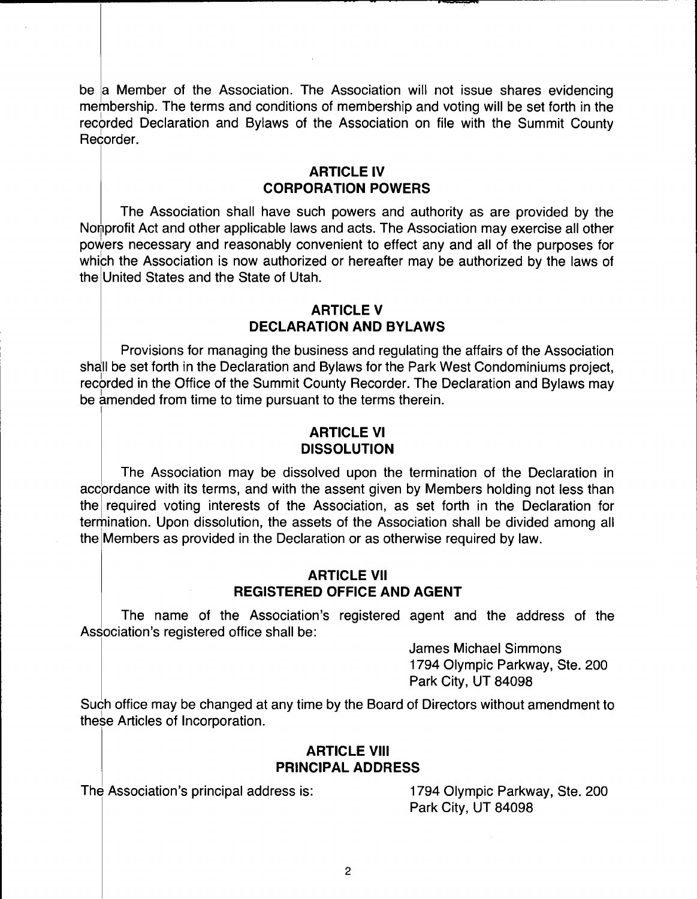be a Member of the Association. The Association will not issue shares evidencing membership. The terms and conditions of membership and voting will be set forth in the recorded Declaration and Bylaws of the Association on file with the Summit County Recorder.

## ARTICLE IV
## CORPORATION POWERS

The Association shall have such powers and authority as are provided by the Nonprofit Act and other applicable laws and acts. The Association may exercise all other powers necessary and reasonably convenient to effect any and all of the purposes for which the Association is now authorized or hereafter may be authorized by the laws of the United States and the State of Utah.

## ARTICLE V
## DECLARATION AND BYLAWS

Provisions for managing the business and regulating the affairs of the Association shall be set forth in the Declaration and Bylaws for the Park West Condominiums project, recorded in the Office of the Summit County Recorder. The Declaration and Bylaws may be amended from time to time pursuant to the terms therein.

## ARTICLE VI
## DISSOLUTION

The Association may be dissolved upon the termination of the Declaration in accordance with its terms, and with the assent given by Members holding not less than the required voting interests of the Association, as set forth in the Declaration for termination. Upon dissolution, the assets of the Association shall be divided among all the Members as provided in the Declaration or as otherwise required by law.

## ARTICLE VII
## REGISTERED OFFICE AND AGENT

The name of the Association's registered agent and the address of the Association's registered office shall be:

James Michael Simmons
1794 Olympic Parkway, Ste. 200
Park City, UT 84098

Such office may be changed at any time by the Board of Directors without amendment to these Articles of Incorporation.

## ARTICLE VIII
## PRINCIPAL ADDRESS

The Association's principal address is:

1794 Olympic Parkway, Ste. 200
Park City, UT 84098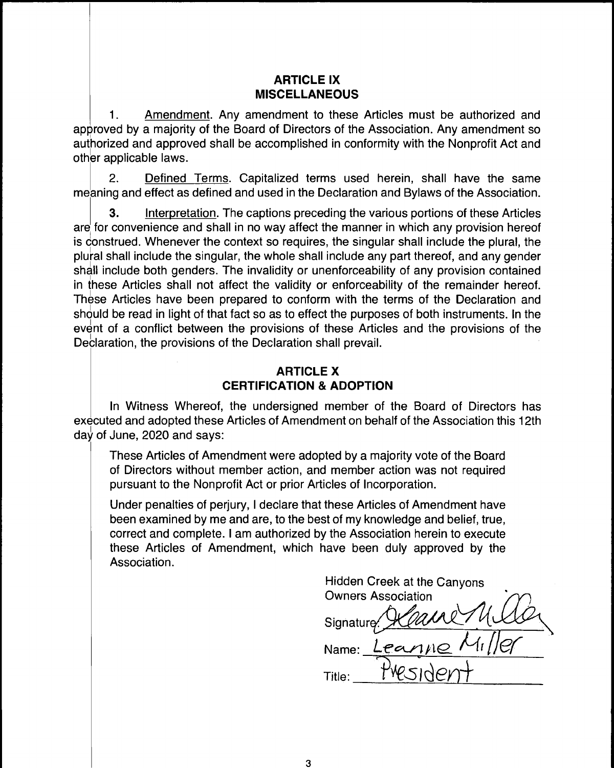## ARTICLE IX
## MISCELLANEOUS

1. Amendment. Any amendment to these Articles must be authorized and approved by a majority of the Board of Directors of the Association. Any amendment so authorized and approved shall be accomplished in conformity with the Nonprofit Act and other applicable laws.

2. Defined Terms. Capitalized terms used herein, shall have the same meaning and effect as defined and used in the Declaration and Bylaws of the Association.

**3.** Interpretation. The captions preceding the various portions of these Articles are for convenience and shall in no way affect the manner in which any provision hereof is construed. Whenever the context so requires, the singular shall include the plural, the plural shall include the singular, the whole shall include any part thereof, and any gender shall include both genders. The invalidity or unenforceability of any provision contained in these Articles shall not affect the validity or enforceability of the remainder hereof. These Articles have been prepared to conform with the terms of the Declaration and should be read in light of that fact so as to effect the purposes of both instruments. In the event of a conflict between the provisions of these Articles and the provisions of the Declaration, the provisions of the Declaration shall prevail.

## ARTICLE X
## CERTIFICATION & ADOPTION

In Witness Whereof, the undersigned member of the Board of Directors has executed and adopted these Articles of Amendment on behalf of the Association this 12th day of June, 2020 and says:

> These Articles of Amendment were adopted by a majority vote of the Board of Directors without member action, and member action was not required pursuant to the Nonprofit Act or prior Articles of Incorporation.
>
> Under penalties of perjury, I declare that these Articles of Amendment have been examined by me and are, to the best of my knowledge and belief, true, correct and complete. I am authorized by the Association herein to execute these Articles of Amendment, which have been duly approved by the Association.

Hidden Creek at the Canyons Owners Association

Signature: Leanne Miller

Name: Leanne Miller

Title: President